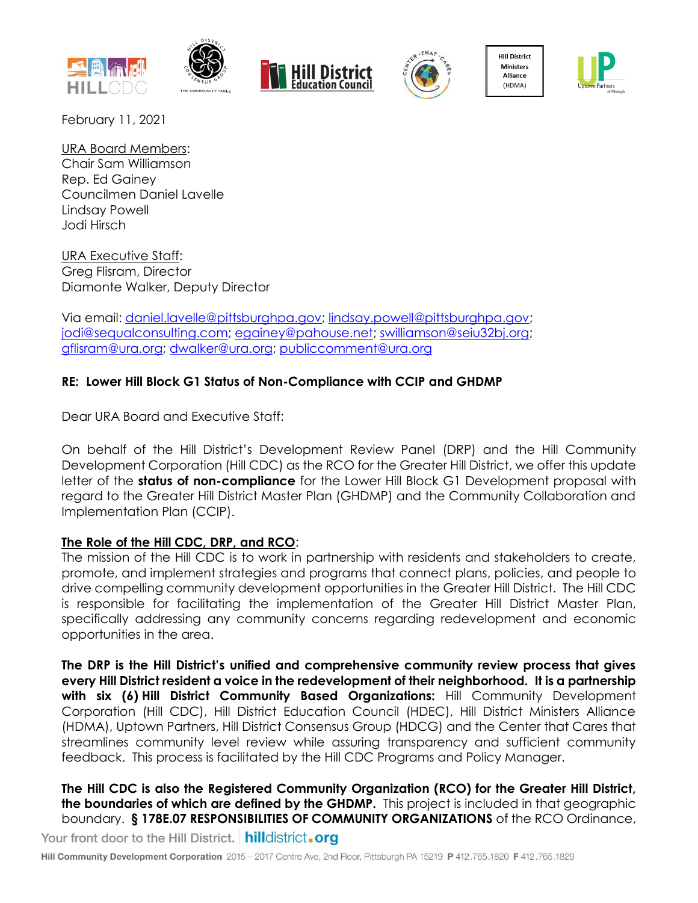February 11, 2021

URA Board Members:
Chair Sam Williamson
Rep. Ed Gainey
Councilmen Daniel Lavelle
Lindsay Powell
Jodi Hirsch

URA Executive Staff:
Greg Flisram, Director
Diamonte Walker, Deputy Director

Via email: daniel.lavelle@pittsburghpa.gov; lindsay.powell@pittsburghpa.gov; jodi@sequalconsulting.com; egainey@pahouse.net; swilliamson@seiu32bj.org; gflisram@ura.org; dwalker@ura.org; publiccomment@ura.org

**RE: Lower Hill Block G1 Status of Non-Compliance with CCIP and GHDMP**

Dear URA Board and Executive Staff:

On behalf of the Hill District's Development Review Panel (DRP) and the Hill Community Development Corporation (Hill CDC) as the RCO for the Greater Hill District, we offer this update letter of the **status of non-compliance** for the Lower Hill Block G1 Development proposal with regard to the Greater Hill District Master Plan (GHDMP) and the Community Collaboration and Implementation Plan (CCIP).

**The Role of the Hill CDC, DRP, and RCO**:
The mission of the Hill CDC is to work in partnership with residents and stakeholders to create, promote, and implement strategies and programs that connect plans, policies, and people to drive compelling community development opportunities in the Greater Hill District. The Hill CDC is responsible for facilitating the implementation of the Greater Hill District Master Plan, specifically addressing any community concerns regarding redevelopment and economic opportunities in the area.

**The DRP is the Hill District's unified and comprehensive community review process that gives every Hill District resident a voice in the redevelopment of their neighborhood. It is a partnership with six (6) Hill District Community Based Organizations:** Hill Community Development Corporation (Hill CDC), Hill District Education Council (HDEC), Hill District Ministers Alliance (HDMA), Uptown Partners, Hill District Consensus Group (HDCG) and the Center that Cares that streamlines community level review while assuring transparency and sufficient community feedback. This process is facilitated by the Hill CDC Programs and Policy Manager.

**The Hill CDC is also the Registered Community Organization (RCO) for the Greater Hill District, the boundaries of which are defined by the GHDMP.** This project is included in that geographic boundary. **§ 178E.07 RESPONSIBILITIES OF COMMUNITY ORGANIZATIONS** of the RCO Ordinance,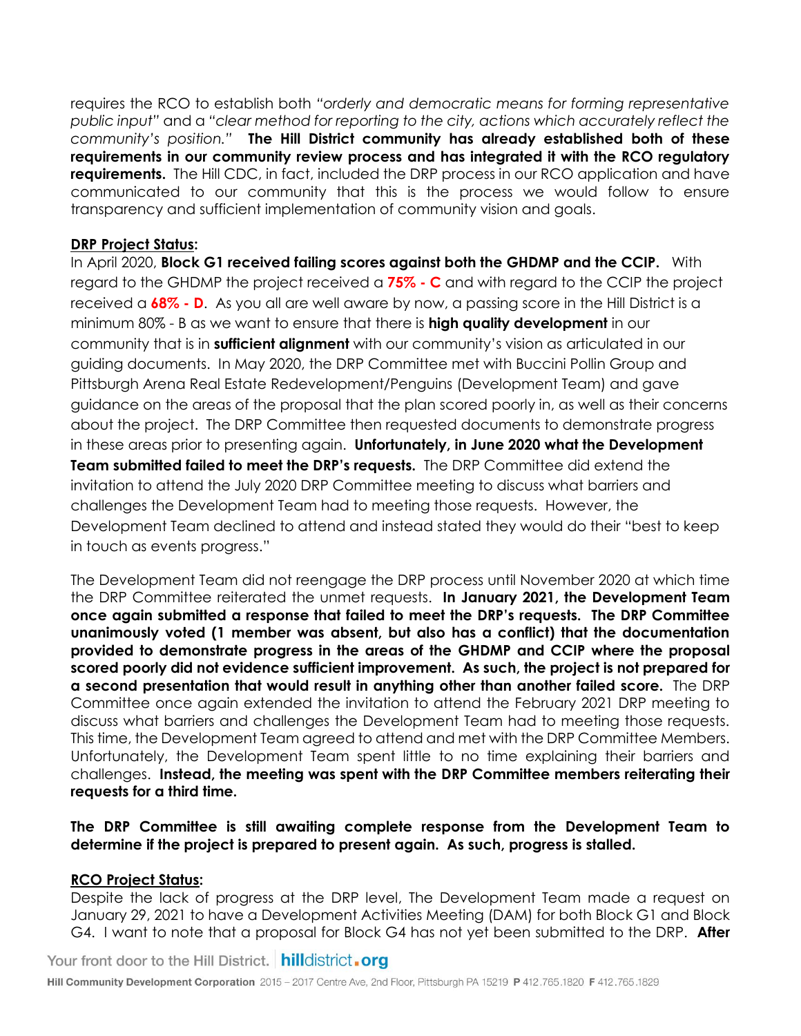requires the RCO to establish both *"orderly and democratic means for forming representative public input"* and a *"clear method for reporting to the city, actions which accurately reflect the community's position."* **The Hill District community has already established both of these requirements in our community review process and has integrated it with the RCO regulatory requirements.** The Hill CDC, in fact, included the DRP process in our RCO application and have communicated to our community that this is the process we would follow to ensure transparency and sufficient implementation of community vision and goals.

**DRP Project Status:**

In April 2020, **Block G1 received failing scores against both the GHDMP and the CCIP.** With regard to the GHDMP the project received a **75% - C** and with regard to the CCIP the project received a **68% - D**. As you all are well aware by now, a passing score in the Hill District is a minimum 80% - B as we want to ensure that there is **high quality development** in our community that is in **sufficient alignment** with our community's vision as articulated in our guiding documents. In May 2020, the DRP Committee met with Buccini Pollin Group and Pittsburgh Arena Real Estate Redevelopment/Penguins (Development Team) and gave guidance on the areas of the proposal that the plan scored poorly in, as well as their concerns about the project. The DRP Committee then requested documents to demonstrate progress in these areas prior to presenting again. **Unfortunately, in June 2020 what the Development Team submitted failed to meet the DRP's requests.** The DRP Committee did extend the invitation to attend the July 2020 DRP Committee meeting to discuss what barriers and challenges the Development Team had to meeting those requests. However, the Development Team declined to attend and instead stated they would do their "best to keep in touch as events progress."

The Development Team did not reengage the DRP process until November 2020 at which time the DRP Committee reiterated the unmet requests. **In January 2021, the Development Team once again submitted a response that failed to meet the DRP's requests. The DRP Committee unanimously voted (1 member was absent, but also has a conflict) that the documentation provided to demonstrate progress in the areas of the GHDMP and CCIP where the proposal scored poorly did not evidence sufficient improvement. As such, the project is not prepared for a second presentation that would result in anything other than another failed score.** The DRP Committee once again extended the invitation to attend the February 2021 DRP meeting to discuss what barriers and challenges the Development Team had to meeting those requests. This time, the Development Team agreed to attend and met with the DRP Committee Members. Unfortunately, the Development Team spent little to no time explaining their barriers and challenges. **Instead, the meeting was spent with the DRP Committee members reiterating their requests for a third time.**

**The DRP Committee is still awaiting complete response from the Development Team to determine if the project is prepared to present again. As such, progress is stalled.**

**RCO Project Status:**

Despite the lack of progress at the DRP level, The Development Team made a request on January 29, 2021 to have a Development Activities Meeting (DAM) for both Block G1 and Block G4. I want to note that a proposal for Block G4 has not yet been submitted to the DRP. **After**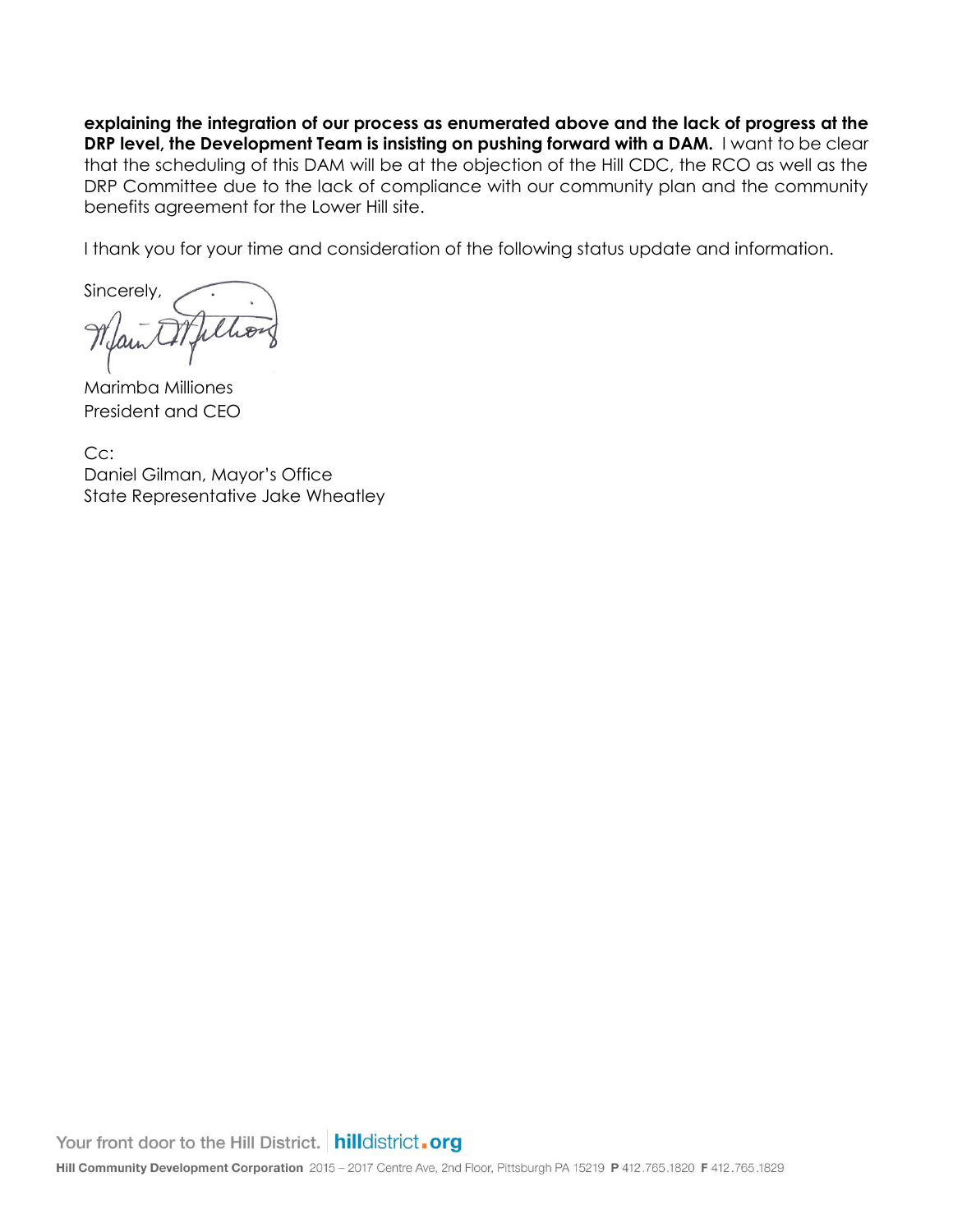**explaining the integration of our process as enumerated above and the lack of progress at the DRP level, the Development Team is insisting on pushing forward with a DAM.** I want to be clear that the scheduling of this DAM will be at the objection of the Hill CDC, the RCO as well as the DRP Committee due to the lack of compliance with our community plan and the community benefits agreement for the Lower Hill site.

I thank you for your time and consideration of the following status update and information.

Sincerely,

Marimba Milliones
President and CEO

Cc:
Daniel Gilman, Mayor's Office
State Representative Jake Wheatley